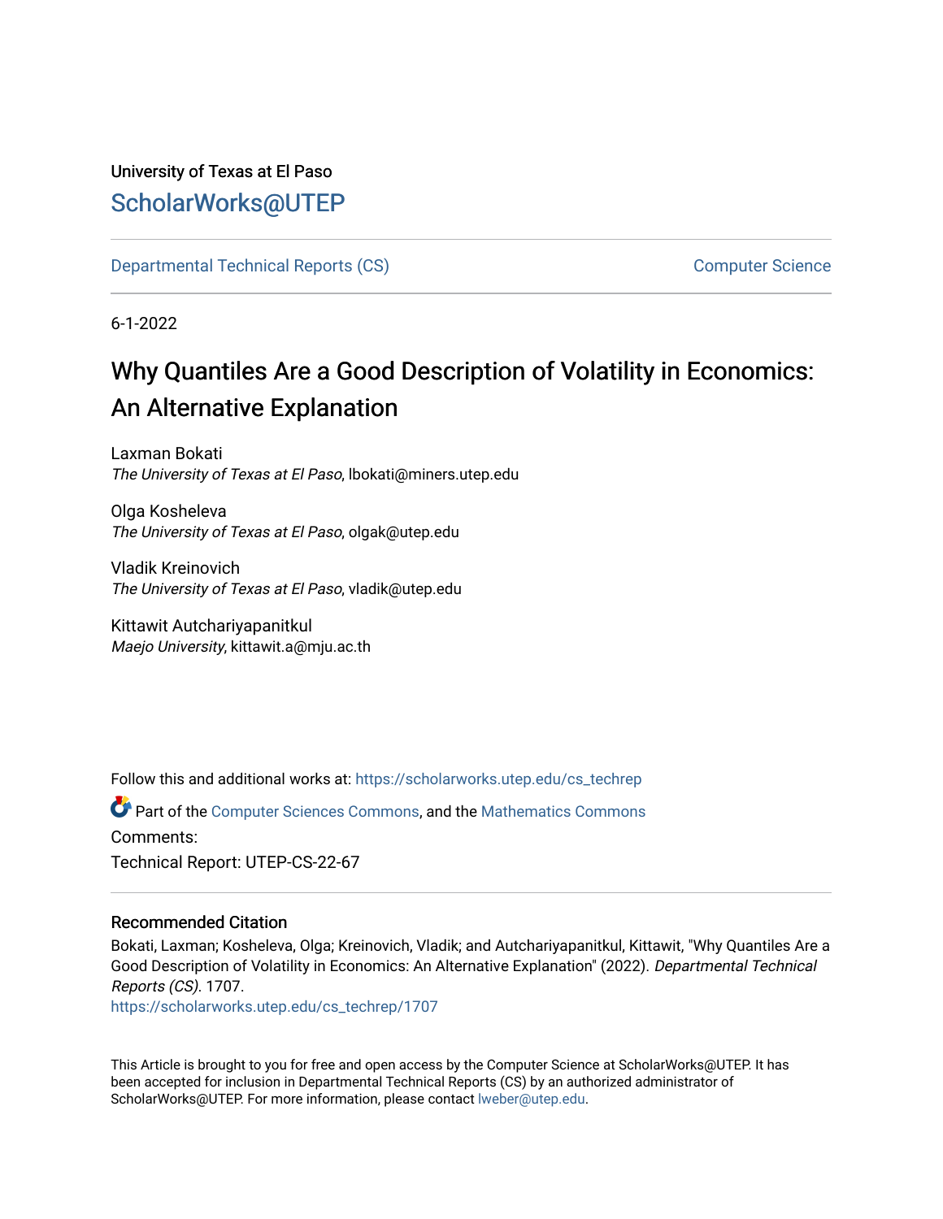University of Texas at El Paso

# ScholarWorks@UTEP

Departmental Technical Reports (CS) — Computer Science

6-1-2022

# Why Quantiles Are a Good Description of Volatility in Economics: An Alternative Explanation

Laxman Bokati
*The University of Texas at El Paso*, lbokati@miners.utep.edu

Olga Kosheleva
*The University of Texas at El Paso*, olgak@utep.edu

Vladik Kreinovich
*The University of Texas at El Paso*, vladik@utep.edu

Kittawit Autchariyapanitkul
*Maejo University*, kittawit.a@mju.ac.th

Follow this and additional works at: https://scholarworks.utep.edu/cs_techrep

Part of the Computer Sciences Commons, and the Mathematics Commons

Comments:

Technical Report: UTEP-CS-22-67

## Recommended Citation

Bokati, Laxman; Kosheleva, Olga; Kreinovich, Vladik; and Autchariyapanitkul, Kittawit, "Why Quantiles Are a Good Description of Volatility in Economics: An Alternative Explanation" (2022). *Departmental Technical Reports (CS)*. 1707.
https://scholarworks.utep.edu/cs_techrep/1707

This Article is brought to you for free and open access by the Computer Science at ScholarWorks@UTEP. It has been accepted for inclusion in Departmental Technical Reports (CS) by an authorized administrator of ScholarWorks@UTEP. For more information, please contact lweber@utep.edu.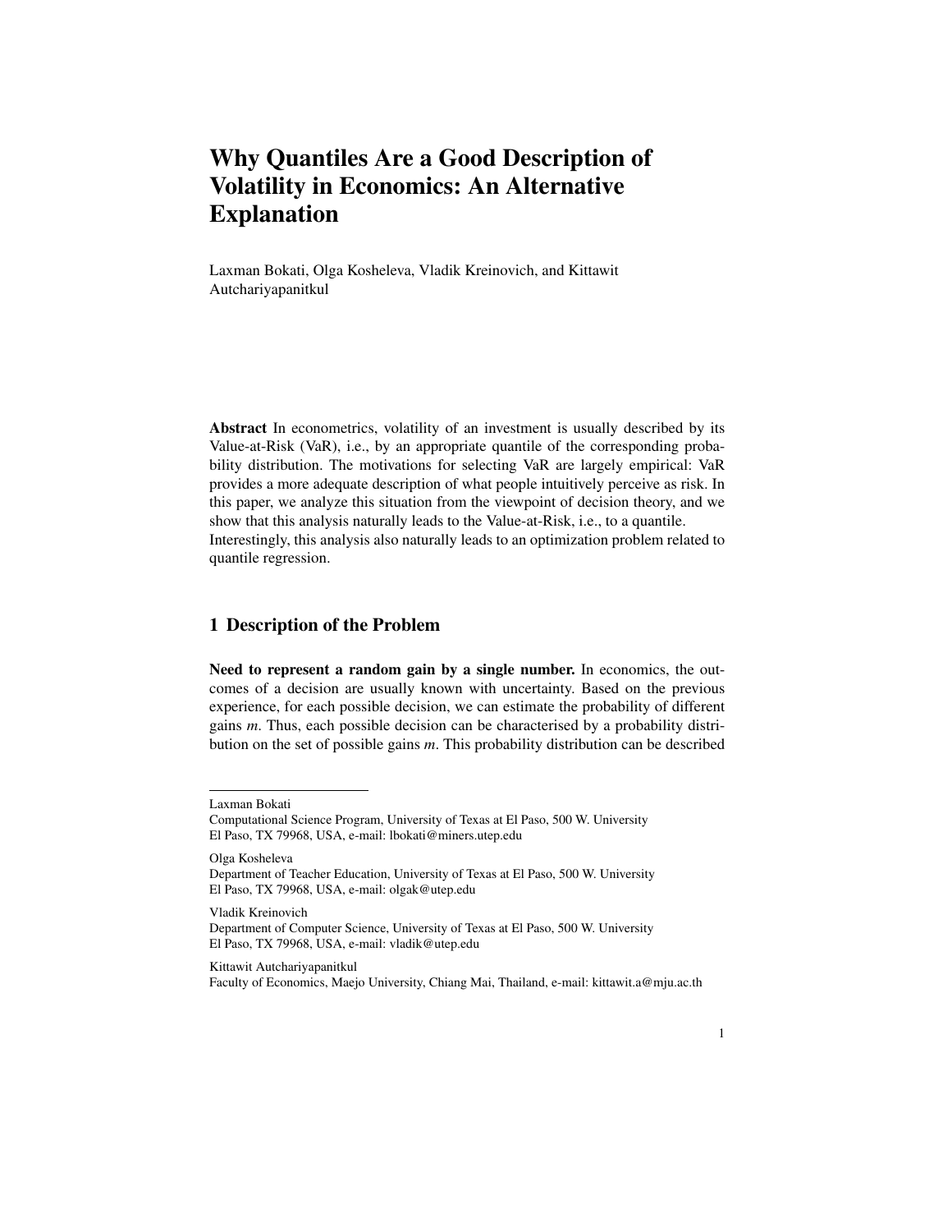# Why Quantiles Are a Good Description of Volatility in Economics: An Alternative Explanation

Laxman Bokati, Olga Kosheleva, Vladik Kreinovich, and Kittawit Autchariyapanitkul

**Abstract** In econometrics, volatility of an investment is usually described by its Value-at-Risk (VaR), i.e., by an appropriate quantile of the corresponding probability distribution. The motivations for selecting VaR are largely empirical: VaR provides a more adequate description of what people intuitively perceive as risk. In this paper, we analyze this situation from the viewpoint of decision theory, and we show that this analysis naturally leads to the Value-at-Risk, i.e., to a quantile. Interestingly, this analysis also naturally leads to an optimization problem related to quantile regression.

## 1 Description of the Problem

**Need to represent a random gain by a single number.** In economics, the outcomes of a decision are usually known with uncertainty. Based on the previous experience, for each possible decision, we can estimate the probability of different gains $m$. Thus, each possible decision can be characterised by a probability distribution on the set of possible gains $m$. This probability distribution can be described

---

Laxman Bokati
Computational Science Program, University of Texas at El Paso, 500 W. University El Paso, TX 79968, USA, e-mail: lbokati@miners.utep.edu

Olga Kosheleva
Department of Teacher Education, University of Texas at El Paso, 500 W. University El Paso, TX 79968, USA, e-mail: olgak@utep.edu

Vladik Kreinovich
Department of Computer Science, University of Texas at El Paso, 500 W. University El Paso, TX 79968, USA, e-mail: vladik@utep.edu

Kittawit Autchariyapanitkul
Faculty of Economics, Maejo University, Chiang Mai, Thailand, e-mail: kittawit.a@mju.ac.th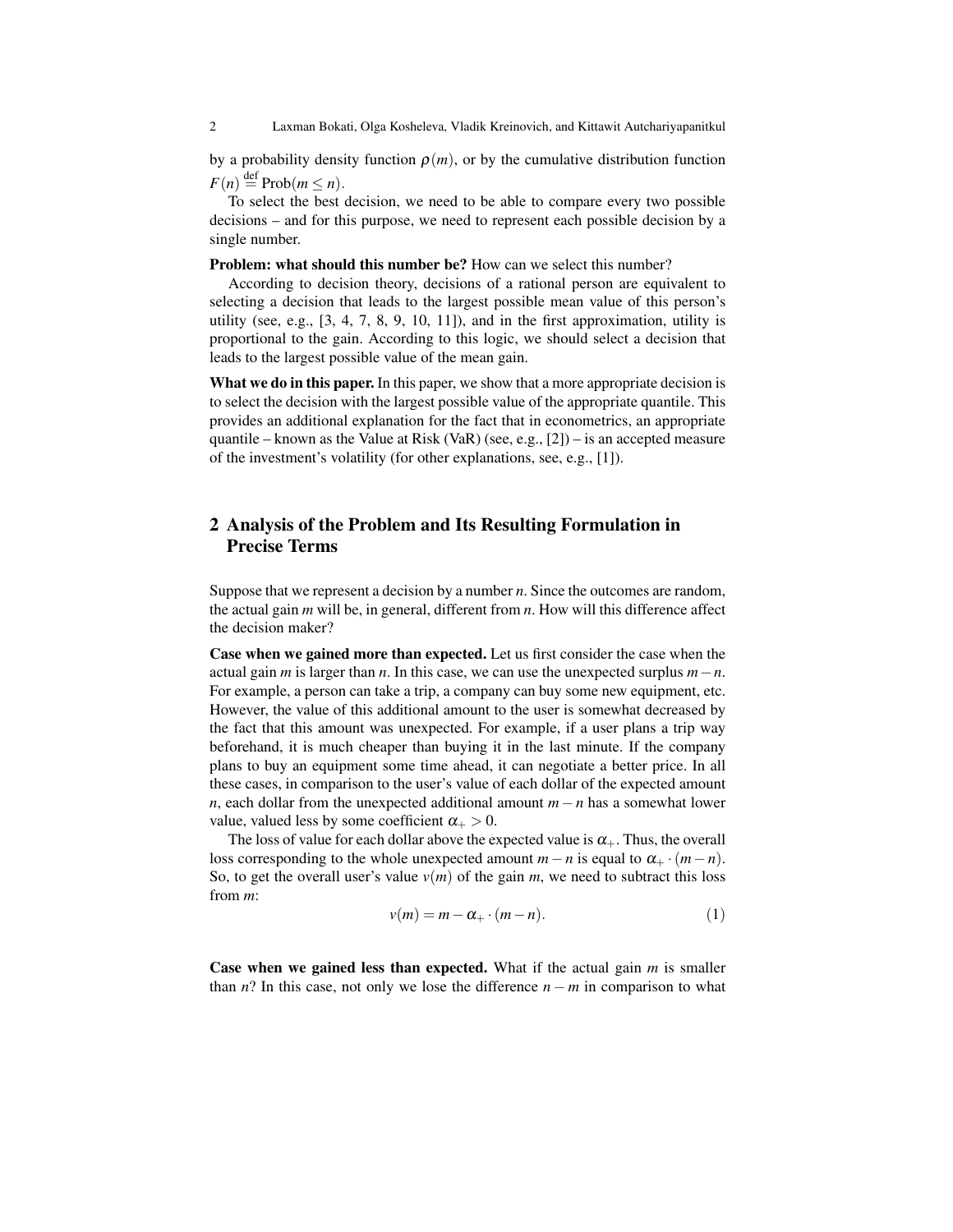by a probability density function $\rho(m)$, or by the cumulative distribution function $F(n) \stackrel{\text{def}}{=} \text{Prob}(m \le n)$.

To select the best decision, we need to be able to compare every two possible decisions – and for this purpose, we need to represent each possible decision by a single number.

**Problem: what should this number be?** How can we select this number?

According to decision theory, decisions of a rational person are equivalent to selecting a decision that leads to the largest possible mean value of this person's utility (see, e.g., [3, 4, 7, 8, 9, 10, 11]), and in the first approximation, utility is proportional to the gain. According to this logic, we should select a decision that leads to the largest possible value of the mean gain.

**What we do in this paper.** In this paper, we show that a more appropriate decision is to select the decision with the largest possible value of the appropriate quantile. This provides an additional explanation for the fact that in econometrics, an appropriate quantile – known as the Value at Risk (VaR) (see, e.g., [2]) – is an accepted measure of the investment's volatility (for other explanations, see, e.g., [1]).

## 2 Analysis of the Problem and Its Resulting Formulation in Precise Terms

Suppose that we represent a decision by a number $n$. Since the outcomes are random, the actual gain $m$ will be, in general, different from $n$. How will this difference affect the decision maker?

**Case when we gained more than expected.** Let us first consider the case when the actual gain $m$ is larger than $n$. In this case, we can use the unexpected surplus $m-n$. For example, a person can take a trip, a company can buy some new equipment, etc. However, the value of this additional amount to the user is somewhat decreased by the fact that this amount was unexpected. For example, if a user plans a trip way beforehand, it is much cheaper than buying it in the last minute. If the company plans to buy an equipment some time ahead, it can negotiate a better price. In all these cases, in comparison to the user's value of each dollar of the expected amount $n$, each dollar from the unexpected additional amount $m-n$ has a somewhat lower value, valued less by some coefficient $\alpha_+ > 0$.

The loss of value for each dollar above the expected value is $\alpha_+$. Thus, the overall loss corresponding to the whole unexpected amount $m-n$ is equal to $\alpha_+ \cdot (m-n)$. So, to get the overall user's value $v(m)$ of the gain $m$, we need to subtract this loss from $m$:

$$v(m) = m - \alpha_+ \cdot (m-n). \tag{1}$$

**Case when we gained less than expected.** What if the actual gain $m$ is smaller than $n$? In this case, not only we lose the difference $n-m$ in comparison to what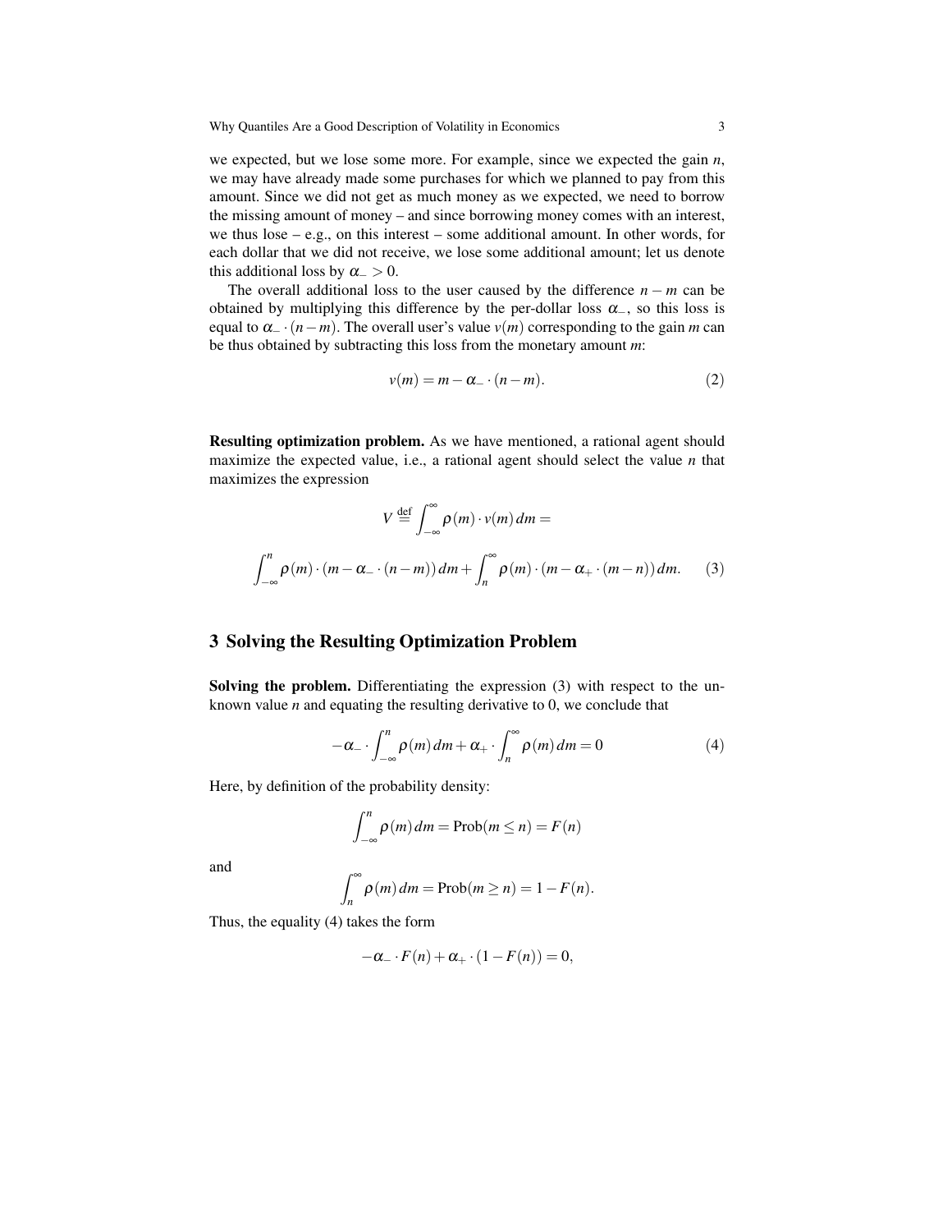we expected, but we lose some more. For example, since we expected the gain $n$, we may have already made some purchases for which we planned to pay from this amount. Since we did not get as much money as we expected, we need to borrow the missing amount of money – and since borrowing money comes with an interest, we thus lose – e.g., on this interest – some additional amount. In other words, for each dollar that we did not receive, we lose some additional amount; let us denote this additional loss by $\alpha_- > 0$.

The overall additional loss to the user caused by the difference $n - m$ can be obtained by multiplying this difference by the per-dollar loss $\alpha_-$, so this loss is equal to $\alpha_- \cdot (n-m)$. The overall user's value $v(m)$ corresponding to the gain $m$ can be thus obtained by subtracting this loss from the monetary amount $m$:

$$v(m) = m - \alpha_- \cdot (n-m). \tag{2}$$

**Resulting optimization problem.** As we have mentioned, a rational agent should maximize the expected value, i.e., a rational agent should select the value $n$ that maximizes the expression

$$V \stackrel{\text{def}}{=} \int_{-\infty}^{\infty} \rho(m) \cdot v(m)\, dm =$$

$$\int_{-\infty}^{n} \rho(m) \cdot (m - \alpha_- \cdot (n-m))\, dm + \int_{n}^{\infty} \rho(m) \cdot (m - \alpha_+ \cdot (m-n))\, dm. \tag{3}$$

## 3 Solving the Resulting Optimization Problem

**Solving the problem.** Differentiating the expression (3) with respect to the unknown value $n$ and equating the resulting derivative to 0, we conclude that

$$-\alpha_- \cdot \int_{-\infty}^{n} \rho(m)\, dm + \alpha_+ \cdot \int_{n}^{\infty} \rho(m)\, dm = 0 \tag{4}$$

Here, by definition of the probability density:

$$\int_{-\infty}^{n} \rho(m)\, dm = \text{Prob}(m \le n) = F(n)$$

and

$$\int_{n}^{\infty} \rho(m)\, dm = \text{Prob}(m \ge n) = 1 - F(n).$$

Thus, the equality (4) takes the form

$$-\alpha_- \cdot F(n) + \alpha_+ \cdot (1 - F(n)) = 0,$$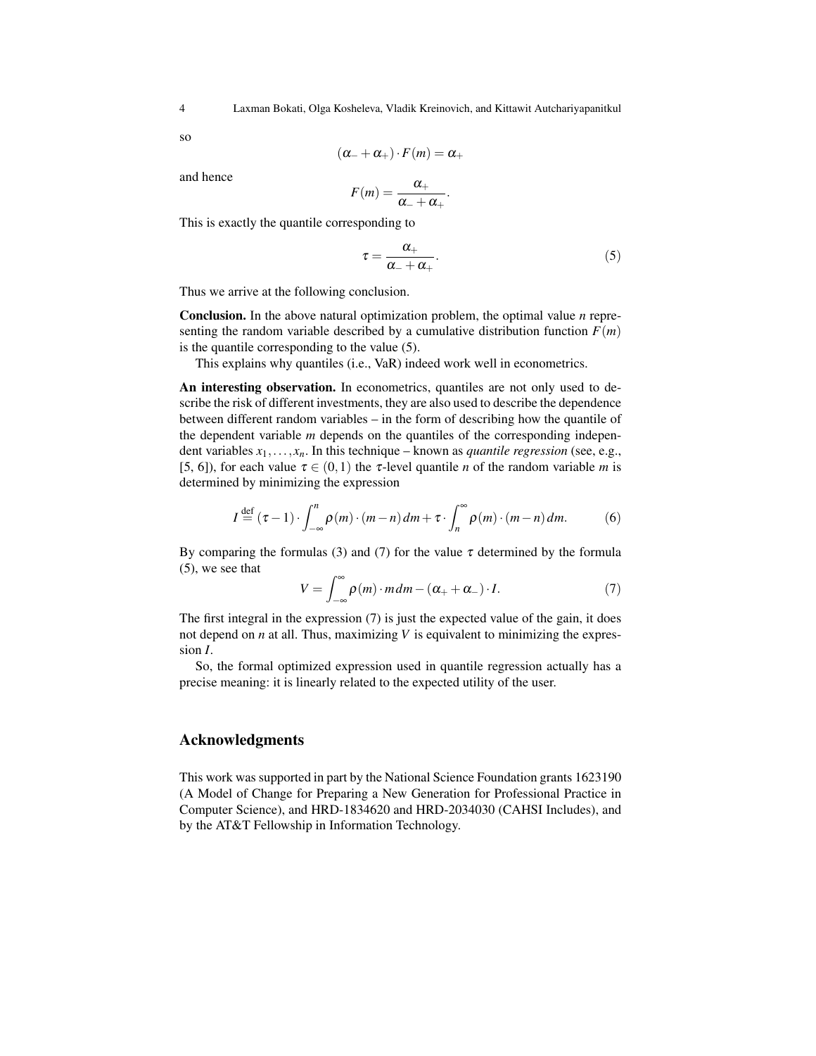so

$$(\alpha_- + \alpha_+) \cdot F(m) = \alpha_+$$

and hence

$$F(m) = \frac{\alpha_+}{\alpha_- + \alpha_+}.$$

This is exactly the quantile corresponding to

$$\tau = \frac{\alpha_+}{\alpha_- + \alpha_+}. \tag{5}$$

Thus we arrive at the following conclusion.

**Conclusion.** In the above natural optimization problem, the optimal value $n$ representing the random variable described by a cumulative distribution function $F(m)$ is the quantile corresponding to the value (5).

This explains why quantiles (i.e., VaR) indeed work well in econometrics.

**An interesting observation.** In econometrics, quantiles are not only used to describe the risk of different investments, they are also used to describe the dependence between different random variables – in the form of describing how the quantile of the dependent variable $m$ depends on the quantiles of the corresponding independent variables $x_1, \ldots, x_n$. In this technique – known as *quantile regression* (see, e.g., [5, 6]), for each value $\tau \in (0,1)$ the $\tau$-level quantile $n$ of the random variable $m$ is determined by minimizing the expression

$$I \stackrel{\text{def}}{=} (\tau - 1) \cdot \int_{-\infty}^{n} \rho(m) \cdot (m - n)\, dm + \tau \cdot \int_{n}^{\infty} \rho(m) \cdot (m - n)\, dm. \tag{6}$$

By comparing the formulas (3) and (7) for the value $\tau$ determined by the formula (5), we see that

$$V = \int_{-\infty}^{\infty} \rho(m) \cdot m\, dm - (\alpha_+ + \alpha_-) \cdot I. \tag{7}$$

The first integral in the expression (7) is just the expected value of the gain, it does not depend on $n$ at all. Thus, maximizing $V$ is equivalent to minimizing the expression $I$.

So, the formal optimized expression used in quantile regression actually has a precise meaning: it is linearly related to the expected utility of the user.

## Acknowledgments

This work was supported in part by the National Science Foundation grants 1623190 (A Model of Change for Preparing a New Generation for Professional Practice in Computer Science), and HRD-1834620 and HRD-2034030 (CAHSI Includes), and by the AT&T Fellowship in Information Technology.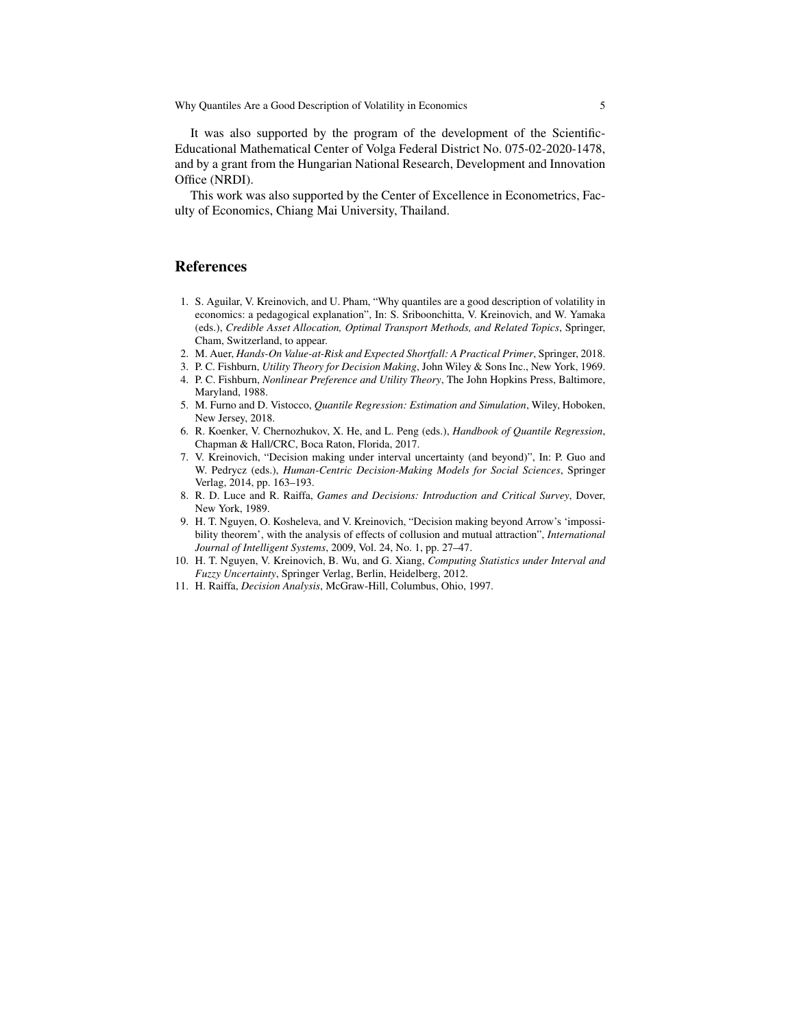It was also supported by the program of the development of the Scientific-Educational Mathematical Center of Volga Federal District No. 075-02-2020-1478, and by a grant from the Hungarian National Research, Development and Innovation Office (NRDI).

This work was also supported by the Center of Excellence in Econometrics, Faculty of Economics, Chiang Mai University, Thailand.

## References

1. S. Aguilar, V. Kreinovich, and U. Pham, "Why quantiles are a good description of volatility in economics: a pedagogical explanation", In: S. Sriboonchitta, V. Kreinovich, and W. Yamaka (eds.), *Credible Asset Allocation, Optimal Transport Methods, and Related Topics*, Springer, Cham, Switzerland, to appear.
2. M. Auer, *Hands-On Value-at-Risk and Expected Shortfall: A Practical Primer*, Springer, 2018.
3. P. C. Fishburn, *Utility Theory for Decision Making*, John Wiley & Sons Inc., New York, 1969.
4. P. C. Fishburn, *Nonlinear Preference and Utility Theory*, The John Hopkins Press, Baltimore, Maryland, 1988.
5. M. Furno and D. Vistocco, *Quantile Regression: Estimation and Simulation*, Wiley, Hoboken, New Jersey, 2018.
6. R. Koenker, V. Chernozhukov, X. He, and L. Peng (eds.), *Handbook of Quantile Regression*, Chapman & Hall/CRC, Boca Raton, Florida, 2017.
7. V. Kreinovich, "Decision making under interval uncertainty (and beyond)", In: P. Guo and W. Pedrycz (eds.), *Human-Centric Decision-Making Models for Social Sciences*, Springer Verlag, 2014, pp. 163–193.
8. R. D. Luce and R. Raiffa, *Games and Decisions: Introduction and Critical Survey*, Dover, New York, 1989.
9. H. T. Nguyen, O. Kosheleva, and V. Kreinovich, "Decision making beyond Arrow's 'impossibility theorem', with the analysis of effects of collusion and mutual attraction", *International Journal of Intelligent Systems*, 2009, Vol. 24, No. 1, pp. 27–47.
10. H. T. Nguyen, V. Kreinovich, B. Wu, and G. Xiang, *Computing Statistics under Interval and Fuzzy Uncertainty*, Springer Verlag, Berlin, Heidelberg, 2012.
11. H. Raiffa, *Decision Analysis*, McGraw-Hill, Columbus, Ohio, 1997.